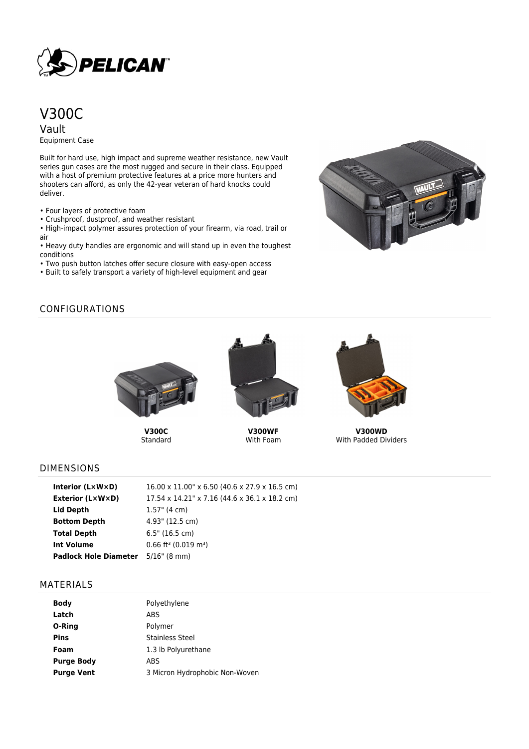# V300C

## Vault

Equipment Case

Built for hard use, high impact and supreme weather resistance, new Vault series gun cases are the most rugged and secure in their class. Equipped with a host of premium protective features at a price more hunters and shooters can afford, as only the 42-year veteran of hard knocks could deliver.

- Four layers of protective foam
- Crushproof, dustproof, and weather resistant
- High-impact polymer assures protection of your firearm, via road, trail or air
- Heavy duty handles are ergonomic and will stand up in even the toughest conditions
- Two push button latches offer secure closure with easy-open access
- Built to safely transport a variety of high-level equipment and gear

## CONFIGURATIONS

**V300C**
Standard

**V300WF**
With Foam

**V300WD**
With Padded Dividers

## DIMENSIONS

| | |
|---|---|
| **Interior (L×W×D)** | 16.00 x 11.00" x 6.50 (40.6 x 27.9 x 16.5 cm) |
| **Exterior (L×W×D)** | 17.54 x 14.21" x 7.16 (44.6 x 36.1 x 18.2 cm) |
| **Lid Depth** | 1.57" (4 cm) |
| **Bottom Depth** | 4.93" (12.5 cm) |
| **Total Depth** | 6.5" (16.5 cm) |
| **Int Volume** | 0.66 ft³ (0.019 m³) |
| **Padlock Hole Diameter** | 5/16" (8 mm) |

## MATERIALS

| | |
|---|---|
| **Body** | Polyethylene |
| **Latch** | ABS |
| **O-Ring** | Polymer |
| **Pins** | Stainless Steel |
| **Foam** | 1.3 lb Polyurethane |
| **Purge Body** | ABS |
| **Purge Vent** | 3 Micron Hydrophobic Non-Woven |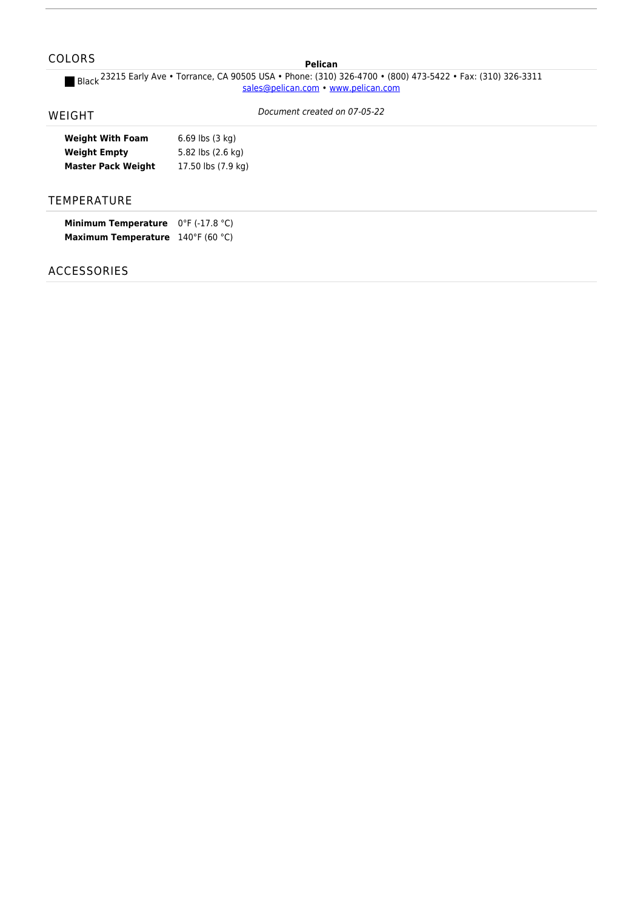## COLORS

Black

## WEIGHT

| | |
|---|---|
| **Weight With Foam** | 6.69 lbs (3 kg) |
| **Weight Empty** | 5.82 lbs (2.6 kg) |
| **Master Pack Weight** | 17.50 lbs (7.9 kg) |

## TEMPERATURE

| | |
|---|---|
| **Minimum Temperature** | 0°F (-17.8 °C) |
| **Maximum Temperature** | 140°F (60 °C) |

## ACCESSORIES